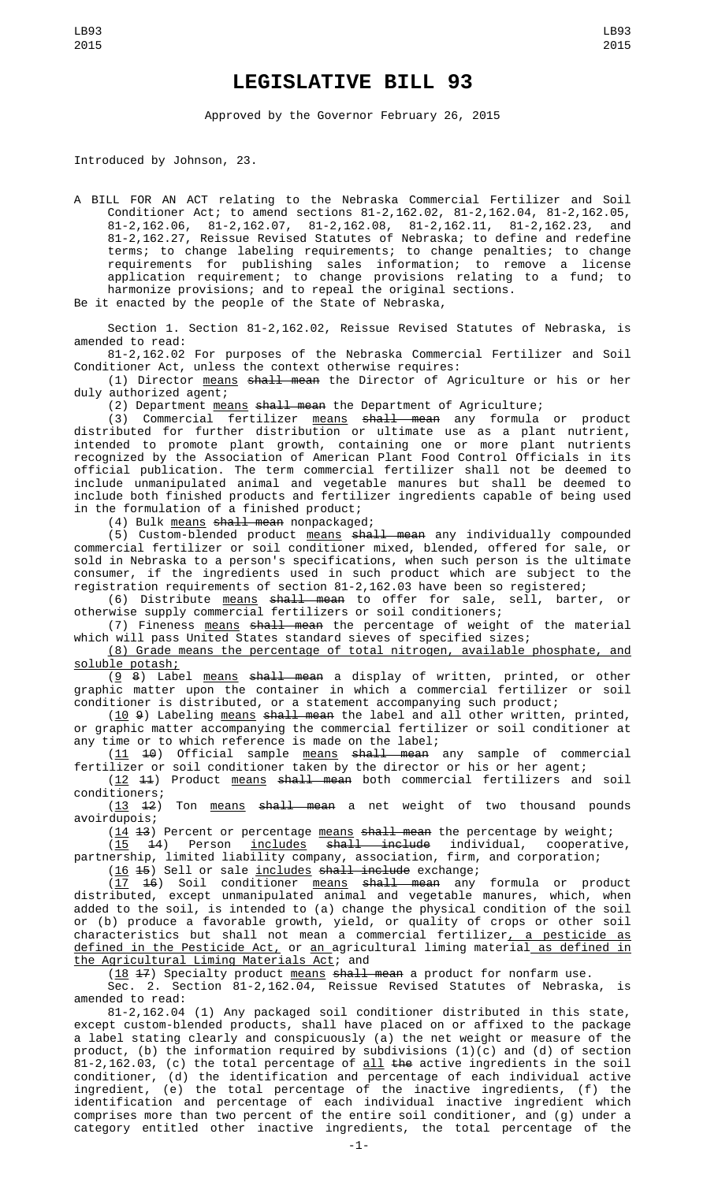# LEGISLATIVE BILL 93

Approved by the Governor February 26, 2015

Introduced by Johnson, 23.

A BILL FOR AN ACT relating to the Nebraska Commercial Fertilizer and Soil Conditioner Act; to amend sections 81-2,162.02, 81-2,162.04, 81-2,162.05, 81-2,162.06, 81-2,162.07, 81-2,162.08, 81-2,162.11, 81-2,162.23, and 81-2,162.27, Reissue Revised Statutes of Nebraska; to define and redefine terms; to change labeling requirements; to change penalties; to change requirements for publishing sales information; to remove a license application requirement; to change provisions relating to a fund; to harmonize provisions; and to repeal the original sections.

Be it enacted by the people of the State of Nebraska,

Section 1. Section 81-2,162.02, Reissue Revised Statutes of Nebraska, is amended to read:

81-2,162.02 For purposes of the Nebraska Commercial Fertilizer and Soil Conditioner Act, unless the context otherwise requires:

(1) Director <u>means</u> ~~shall mean~~ the Director of Agriculture or his or her duly authorized agent;

(2) Department <u>means</u> ~~shall mean~~ the Department of Agriculture;

(3) Commercial fertilizer <u>means</u> ~~shall mean~~ any formula or product distributed for further distribution or ultimate use as a plant nutrient, intended to promote plant growth, containing one or more plant nutrients recognized by the Association of American Plant Food Control Officials in its official publication. The term commercial fertilizer shall not be deemed to include unmanipulated animal and vegetable manures but shall be deemed to include both finished products and fertilizer ingredients capable of being used in the formulation of a finished product;

(4) Bulk <u>means</u> ~~shall mean~~ nonpackaged;

(5) Custom-blended product <u>means</u> ~~shall mean~~ any individually compounded commercial fertilizer or soil conditioner mixed, blended, offered for sale, or sold in Nebraska to a person's specifications, when such person is the ultimate consumer, if the ingredients used in such product which are subject to the registration requirements of section 81-2,162.03 have been so registered;

(6) Distribute <u>means</u> ~~shall mean~~ to offer for sale, sell, barter, or otherwise supply commercial fertilizers or soil conditioners;

(7) Fineness <u>means</u> ~~shall mean~~ the percentage of weight of the material which will pass United States standard sieves of specified sizes;

<u>(8) Grade means the percentage of total nitrogen, available phosphate, and soluble potash;</u>

(<u>9</u> ~~8~~) Label <u>means</u> ~~shall mean~~ a display of written, printed, or other graphic matter upon the container in which a commercial fertilizer or soil conditioner is distributed, or a statement accompanying such product;

(<u>10</u> ~~9~~) Labeling <u>means</u> ~~shall mean~~ the label and all other written, printed, or graphic matter accompanying the commercial fertilizer or soil conditioner at any time or to which reference is made on the label;

(<u>11</u> ~~10~~) Official sample <u>means</u> ~~shall mean~~ any sample of commercial fertilizer or soil conditioner taken by the director or his or her agent;

(<u>12</u> ~~11~~) Product <u>means</u> ~~shall mean~~ both commercial fertilizers and soil conditioners;

(<u>13</u> ~~12~~) Ton <u>means</u> ~~shall mean~~ a net weight of two thousand pounds avoirdupois;

(<u>14</u> ~~13~~) Percent or percentage <u>means</u> ~~shall mean~~ the percentage by weight;

(<u>15</u> ~~14~~) Person <u>includes</u> ~~shall include~~ individual, cooperative, partnership, limited liability company, association, firm, and corporation;

(<u>16</u> ~~15~~) Sell or sale <u>includes</u> ~~shall include~~ exchange;

(<u>17</u> ~~16~~) Soil conditioner <u>means</u> ~~shall mean~~ any formula or product distributed, except unmanipulated animal and vegetable manures, which, when added to the soil, is intended to (a) change the physical condition of the soil or (b) produce a favorable growth, yield, or quality of crops or other soil characteristics but shall not mean a commercial fertilizer<u>, a pesticide as defined in the Pesticide Act,</u> or <u>an</u> agricultural liming material <u>as defined in the Agricultural Liming Materials Act</u>; and

(<u>18</u> ~~17~~) Specialty product <u>means</u> ~~shall mean~~ a product for nonfarm use.

Sec. 2. Section 81-2,162.04, Reissue Revised Statutes of Nebraska, is amended to read:

81-2,162.04 (1) Any packaged soil conditioner distributed in this state, except custom-blended products, shall have placed on or affixed to the package a label stating clearly and conspicuously (a) the net weight or measure of the product, (b) the information required by subdivisions (1)(c) and (d) of section 81-2,162.03, (c) the total percentage of <u>all</u> ~~the~~ active ingredients in the soil conditioner, (d) the identification and percentage of each individual active ingredient, (e) the total percentage of the inactive ingredients, (f) the identification and percentage of each individual inactive ingredient which comprises more than two percent of the entire soil conditioner, and (g) under a category entitled other inactive ingredients, the total percentage of the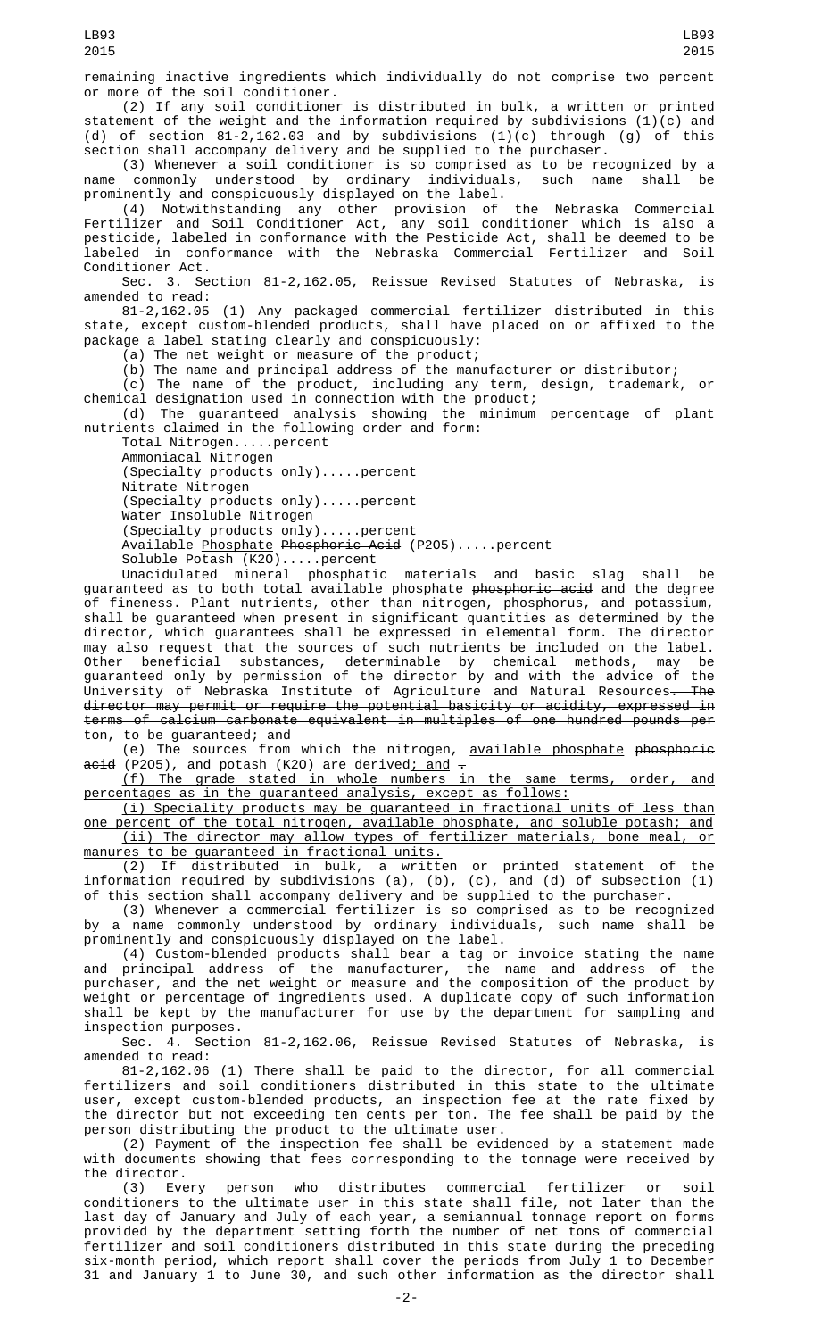remaining inactive ingredients which individually do not comprise two percent or more of the soil conditioner.

(2) If any soil conditioner is distributed in bulk, a written or printed statement of the weight and the information required by subdivisions (1)(c) and (d) of section 81-2,162.03 and by subdivisions (1)(c) through (g) of this section shall accompany delivery and be supplied to the purchaser.

(3) Whenever a soil conditioner is so comprised as to be recognized by a name commonly understood by ordinary individuals, such name shall be prominently and conspicuously displayed on the label.

(4) Notwithstanding any other provision of the Nebraska Commercial Fertilizer and Soil Conditioner Act, any soil conditioner which is also a pesticide, labeled in conformance with the Pesticide Act, shall be deemed to be labeled in conformance with the Nebraska Commercial Fertilizer and Soil Conditioner Act.

Sec. 3. Section 81-2,162.05, Reissue Revised Statutes of Nebraska, is amended to read:

81-2,162.05 (1) Any packaged commercial fertilizer distributed in this state, except custom-blended products, shall have placed on or affixed to the package a label stating clearly and conspicuously:

(a) The net weight or measure of the product;

(b) The name and principal address of the manufacturer or distributor;

(c) The name of the product, including any term, design, trademark, or chemical designation used in connection with the product;

(d) The guaranteed analysis showing the minimum percentage of plant nutrients claimed in the following order and form:

Total Nitrogen.....percent

Ammoniacal Nitrogen

(Specialty products only).....percent

Nitrate Nitrogen

(Specialty products only).....percent

Water Insoluble Nitrogen

(Specialty products only).....percent

Available Phosphate ~~Phosphoric Acid~~ ($P_2O_5$).....percent

Soluble Potash ($K_2O$).....percent

Unacidulated mineral phosphatic materials and basic slag shall be guaranteed as to both total available phosphate ~~phosphoric acid~~ and the degree of fineness. Plant nutrients, other than nitrogen, phosphorus, and potassium, shall be guaranteed when present in significant quantities as determined by the director, which guarantees shall be expressed in elemental form. The director may also request that the sources of such nutrients be included on the label. Other beneficial substances, determinable by chemical methods, may be guaranteed only by permission of the director by and with the advice of the University of Nebraska Institute of Agriculture and Natural Resources~~. The director may permit or require the potential basicity or acidity, expressed in terms of calcium carbonate equivalent in multiples of one hundred pounds per ton, to be guaranteed; and~~

(e) The sources from which the nitrogen, available phosphate ~~phosphoric acid~~ ($P_2O_5$), and potash ($K_2O$) are derived; and ~~.~~

(f) The grade stated in whole numbers in the same terms, order, and percentages as in the guaranteed analysis, except as follows:

(i) Speciality products may be guaranteed in fractional units of less than one percent of the total nitrogen, available phosphate, and soluble potash; and

(ii) The director may allow types of fertilizer materials, bone meal, or manures to be guaranteed in fractional units.

(2) If distributed in bulk, a written or printed statement of the information required by subdivisions (a), (b), (c), and (d) of subsection (1) of this section shall accompany delivery and be supplied to the purchaser.

(3) Whenever a commercial fertilizer is so comprised as to be recognized by a name commonly understood by ordinary individuals, such name shall be prominently and conspicuously displayed on the label.

(4) Custom-blended products shall bear a tag or invoice stating the name and principal address of the manufacturer, the name and address of the purchaser, and the net weight or measure and the composition of the product by weight or percentage of ingredients used. A duplicate copy of such information shall be kept by the manufacturer for use by the department for sampling and inspection purposes.

Sec. 4. Section 81-2,162.06, Reissue Revised Statutes of Nebraska, is amended to read:

81-2,162.06 (1) There shall be paid to the director, for all commercial fertilizers and soil conditioners distributed in this state to the ultimate user, except custom-blended products, an inspection fee at the rate fixed by the director but not exceeding ten cents per ton. The fee shall be paid by the person distributing the product to the ultimate user.

(2) Payment of the inspection fee shall be evidenced by a statement made with documents showing that fees corresponding to the tonnage were received by the director.

(3) Every person who distributes commercial fertilizer or soil conditioners to the ultimate user in this state shall file, not later than the last day of January and July of each year, a semiannual tonnage report on forms provided by the department setting forth the number of net tons of commercial fertilizer and soil conditioners distributed in this state during the preceding six-month period, which report shall cover the periods from July 1 to December 31 and January 1 to June 30, and such other information as the director shall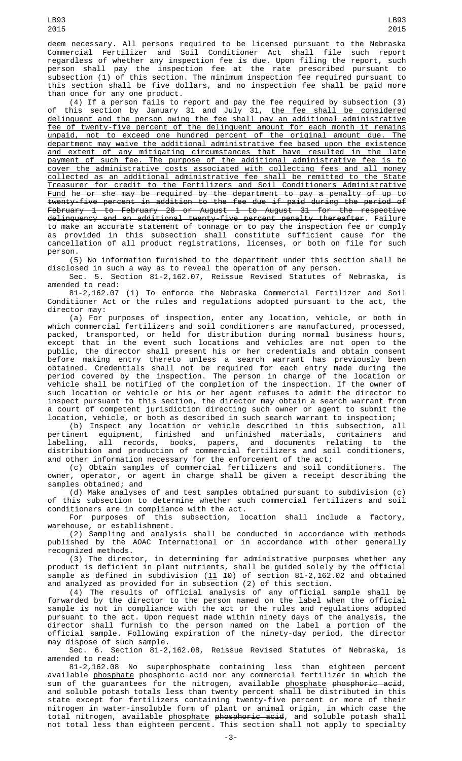deem necessary. All persons required to be licensed pursuant to the Nebraska Commercial Fertilizer and Soil Conditioner Act shall file such report regardless of whether any inspection fee is due. Upon filing the report, such person shall pay the inspection fee at the rate prescribed pursuant to subsection (1) of this section. The minimum inspection fee required pursuant to this section shall be five dollars, and no inspection fee shall be paid more than once for any one product.

(4) If a person fails to report and pay the fee required by subsection (3) of this section by January 31 and July 31, the fee shall be considered delinquent and the person owing the fee shall pay an additional administrative fee of twenty-five percent of the delinquent amount for each month it remains unpaid, not to exceed one hundred percent of the original amount due. The department may waive the additional administrative fee based upon the existence and extent of any mitigating circumstances that have resulted in the late payment of such fee. The purpose of the additional administrative fee is to cover the administrative costs associated with collecting fees and all money collected as an additional administrative fee shall be remitted to the State Treasurer for credit to the Fertilizers and Soil Conditioners Administrative Fund ~~he or she may be required by the department to pay a penalty of up to twenty-five percent in addition to the fee due if paid during the period of February 1 to February 28 or August 1 to August 31 for the respective delinquency and an additional twenty-five percent penalty thereafter~~. Failure to make an accurate statement of tonnage or to pay the inspection fee or comply as provided in this subsection shall constitute sufficient cause for the cancellation of all product registrations, licenses, or both on file for such person.

(5) No information furnished to the department under this section shall be disclosed in such a way as to reveal the operation of any person.

Sec. 5. Section 81-2,162.07, Reissue Revised Statutes of Nebraska, is amended to read:

81-2,162.07 (1) To enforce the Nebraska Commercial Fertilizer and Soil Conditioner Act or the rules and regulations adopted pursuant to the act, the director may:

(a) For purposes of inspection, enter any location, vehicle, or both in which commercial fertilizers and soil conditioners are manufactured, processed, packed, transported, or held for distribution during normal business hours, except that in the event such locations and vehicles are not open to the public, the director shall present his or her credentials and obtain consent before making entry thereto unless a search warrant has previously been obtained. Credentials shall not be required for each entry made during the period covered by the inspection. The person in charge of the location or vehicle shall be notified of the completion of the inspection. If the owner of such location or vehicle or his or her agent refuses to admit the director to inspect pursuant to this section, the director may obtain a search warrant from a court of competent jurisdiction directing such owner or agent to submit the location, vehicle, or both as described in such search warrant to inspection;

(b) Inspect any location or vehicle described in this subsection, all pertinent equipment, finished and unfinished materials, containers and labeling, all records, books, papers, and documents relating to the distribution and production of commercial fertilizers and soil conditioners, and other information necessary for the enforcement of the act;

(c) Obtain samples of commercial fertilizers and soil conditioners. The owner, operator, or agent in charge shall be given a receipt describing the samples obtained; and

(d) Make analyses of and test samples obtained pursuant to subdivision (c) of this subsection to determine whether such commercial fertilizers and soil conditioners are in compliance with the act.

For purposes of this subsection, location shall include a factory, warehouse, or establishment.

(2) Sampling and analysis shall be conducted in accordance with methods published by the AOAC International or in accordance with other generally recognized methods.

(3) The director, in determining for administrative purposes whether any product is deficient in plant nutrients, shall be guided solely by the official sample as defined in subdivision (11 ~~10~~) of section 81-2,162.02 and obtained and analyzed as provided for in subsection (2) of this section.

(4) The results of official analysis of any official sample shall be forwarded by the director to the person named on the label when the official sample is not in compliance with the act or the rules and regulations adopted pursuant to the act. Upon request made within ninety days of the analysis, the director shall furnish to the person named on the label a portion of the official sample. Following expiration of the ninety-day period, the director may dispose of such sample.

Sec. 6. Section 81-2,162.08, Reissue Revised Statutes of Nebraska, is amended to read:

81-2,162.08 No superphosphate containing less than eighteen percent available phosphate ~~phosphoric acid~~ nor any commercial fertilizer in which the sum of the guarantees for the nitrogen, available phosphate ~~phosphoric acid~~, and soluble potash totals less than twenty percent shall be distributed in this state except for fertilizers containing twenty-five percent or more of their nitrogen in water-insoluble form of plant or animal origin, in which case the total nitrogen, available phosphate ~~phosphoric acid~~, and soluble potash shall not total less than eighteen percent. This section shall not apply to specialty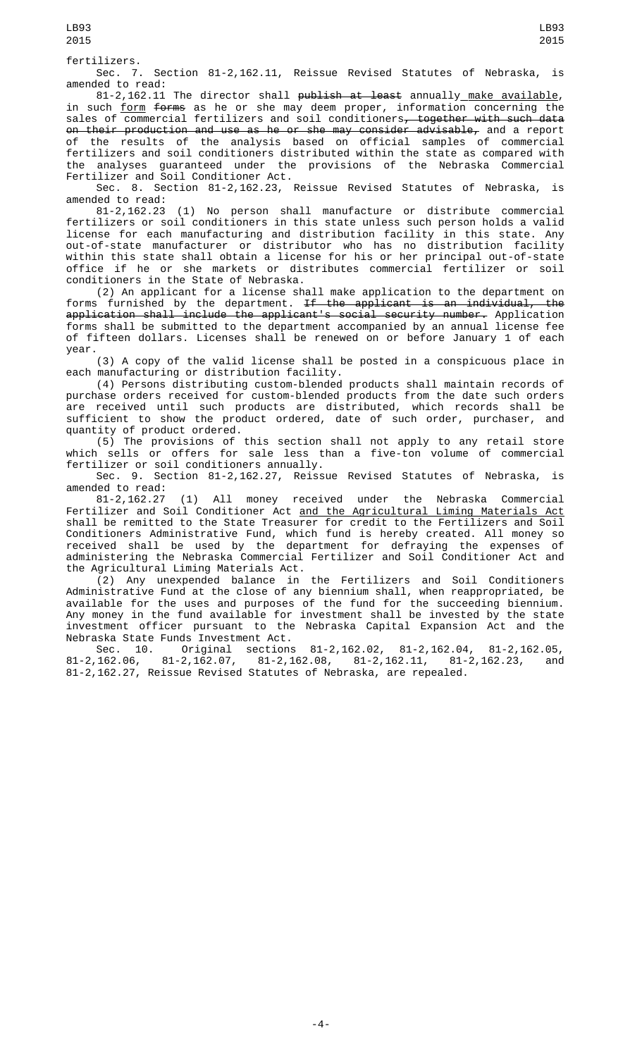fertilizers.

Sec. 7. Section 81-2,162.11, Reissue Revised Statutes of Nebraska, is amended to read:

81-2,162.11 The director shall ~~publish at least~~ annually make available, in such form ~~forms~~ as he or she may deem proper, information concerning the sales of commercial fertilizers and soil conditioners~~, together with such data on their production and use as he or she may consider advisable,~~ and a report of the results of the analysis based on official samples of commercial fertilizers and soil conditioners distributed within the state as compared with the analyses guaranteed under the provisions of the Nebraska Commercial Fertilizer and Soil Conditioner Act.

Sec. 8. Section 81-2,162.23, Reissue Revised Statutes of Nebraska, is amended to read:

81-2,162.23 (1) No person shall manufacture or distribute commercial fertilizers or soil conditioners in this state unless such person holds a valid license for each manufacturing and distribution facility in this state. Any out-of-state manufacturer or distributor who has no distribution facility within this state shall obtain a license for his or her principal out-of-state office if he or she markets or distributes commercial fertilizer or soil conditioners in the State of Nebraska.

(2) An applicant for a license shall make application to the department on forms furnished by the department. ~~If the applicant is an individual, the application shall include the applicant's social security number.~~ Application forms shall be submitted to the department accompanied by an annual license fee of fifteen dollars. Licenses shall be renewed on or before January 1 of each year.

(3) A copy of the valid license shall be posted in a conspicuous place in each manufacturing or distribution facility.

(4) Persons distributing custom-blended products shall maintain records of purchase orders received for custom-blended products from the date such orders are received until such products are distributed, which records shall be sufficient to show the product ordered, date of such order, purchaser, and quantity of product ordered.

(5) The provisions of this section shall not apply to any retail store which sells or offers for sale less than a five-ton volume of commercial fertilizer or soil conditioners annually.

Sec. 9. Section 81-2,162.27, Reissue Revised Statutes of Nebraska, is amended to read:

81-2,162.27 (1) All money received under the Nebraska Commercial Fertilizer and Soil Conditioner Act and the Agricultural Liming Materials Act shall be remitted to the State Treasurer for credit to the Fertilizers and Soil Conditioners Administrative Fund, which fund is hereby created. All money so received shall be used by the department for defraying the expenses of administering the Nebraska Commercial Fertilizer and Soil Conditioner Act and the Agricultural Liming Materials Act.

(2) Any unexpended balance in the Fertilizers and Soil Conditioners Administrative Fund at the close of any biennium shall, when reappropriated, be available for the uses and purposes of the fund for the succeeding biennium. Any money in the fund available for investment shall be invested by the state investment officer pursuant to the Nebraska Capital Expansion Act and the Nebraska State Funds Investment Act.

Sec. 10. Original sections 81-2,162.02, 81-2,162.04, 81-2,162.05, 81-2,162.06, 81-2,162.07, 81-2,162.08, 81-2,162.11, 81-2,162.23, and 81-2,162.27, Reissue Revised Statutes of Nebraska, are repealed.